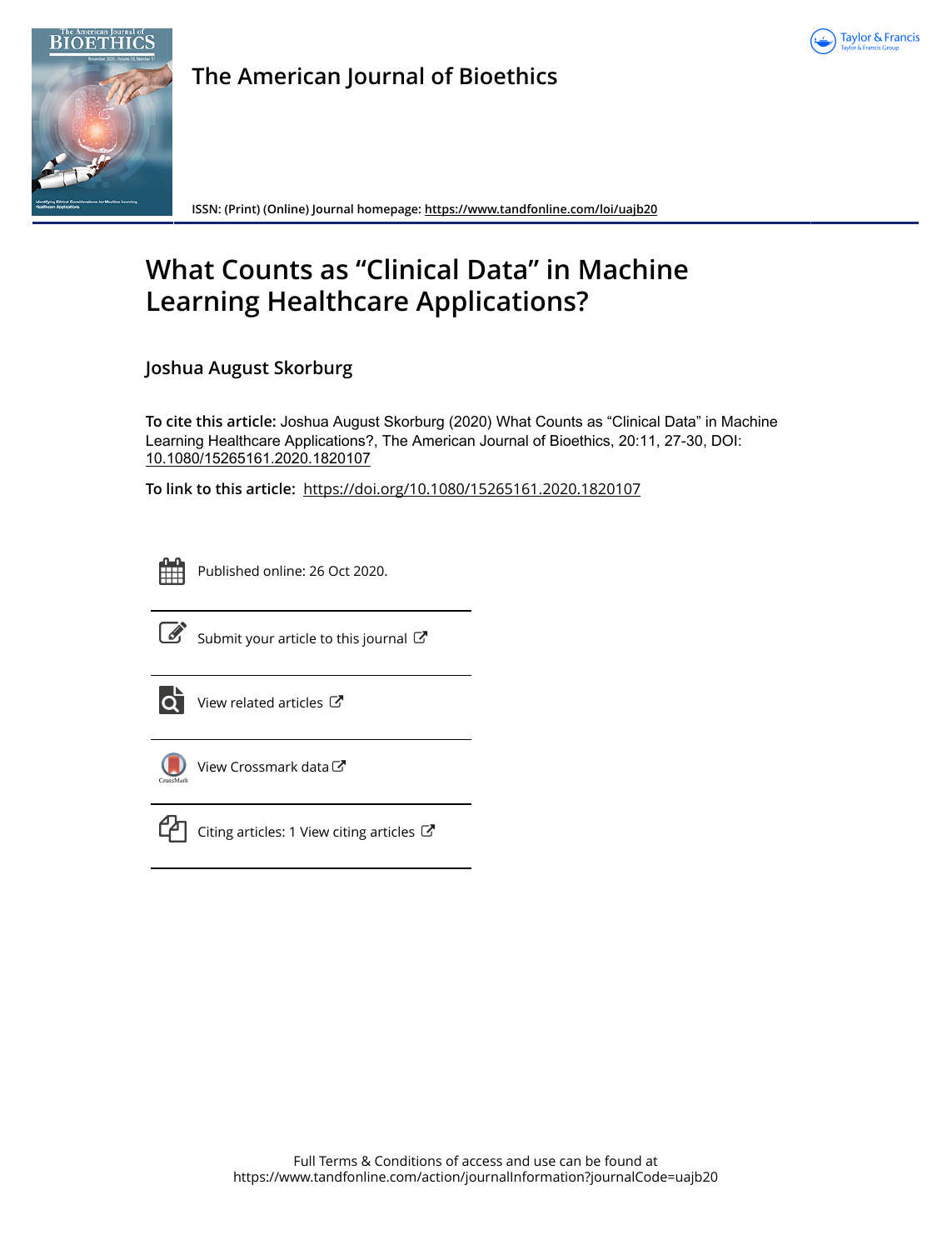The American Journal of Bioethics

ISSN: (Print) (Online) Journal homepage: https://www.tandfonline.com/loi/uajb20

# What Counts as "Clinical Data" in Machine Learning Healthcare Applications?

## Joshua August Skorburg

**To cite this article:** Joshua August Skorburg (2020) What Counts as "Clinical Data" in Machine Learning Healthcare Applications?, The American Journal of Bioethics, 20:11, 27-30, DOI: 10.1080/15265161.2020.1820107

**To link to this article:** https://doi.org/10.1080/15265161.2020.1820107

Published online: 26 Oct 2020.

Submit your article to this journal

View related articles

View Crossmark data

Citing articles: 1 View citing articles

Full Terms & Conditions of access and use can be found at
https://www.tandfonline.com/action/journalInformation?journalCode=uajb20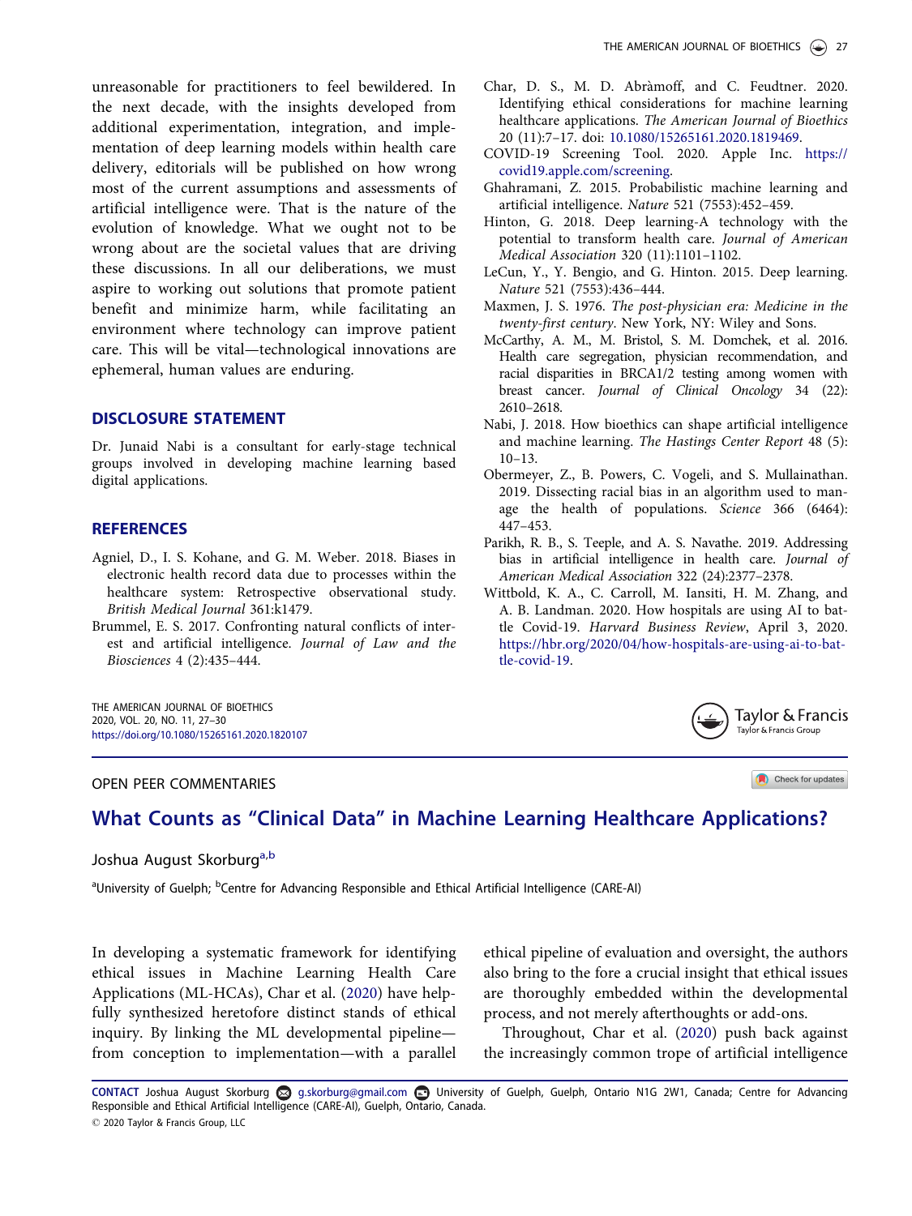unreasonable for practitioners to feel bewildered. In the next decade, with the insights developed from additional experimentation, integration, and implementation of deep learning models within health care delivery, editorials will be published on how wrong most of the current assumptions and assessments of artificial intelligence were. That is the nature of the evolution of knowledge. What we ought not to be wrong about are the societal values that are driving these discussions. In all our deliberations, we must aspire to working out solutions that promote patient benefit and minimize harm, while facilitating an environment where technology can improve patient care. This will be vital—technological innovations are ephemeral, human values are enduring.

## DISCLOSURE STATEMENT

Dr. Junaid Nabi is a consultant for early-stage technical groups involved in developing machine learning based digital applications.

## REFERENCES

Agniel, D., I. S. Kohane, and G. M. Weber. 2018. Biases in electronic health record data due to processes within the healthcare system: Retrospective observational study. *British Medical Journal* 361:k1479.

Brummel, E. S. 2017. Confronting natural conflicts of interest and artificial intelligence. *Journal of Law and the Biosciences* 4 (2):435–444.

Char, D. S., M. D. Abràmoff, and C. Feudtner. 2020. Identifying ethical considerations for machine learning healthcare applications. *The American Journal of Bioethics* 20 (11):7–17. doi: 10.1080/15265161.2020.1819469.

COVID-19 Screening Tool. 2020. Apple Inc. https://covid19.apple.com/screening.

Ghahramani, Z. 2015. Probabilistic machine learning and artificial intelligence. *Nature* 521 (7553):452–459.

Hinton, G. 2018. Deep learning-A technology with the potential to transform health care. *Journal of American Medical Association* 320 (11):1101–1102.

LeCun, Y., Y. Bengio, and G. Hinton. 2015. Deep learning. *Nature* 521 (7553):436–444.

Maxmen, J. S. 1976. *The post-physician era: Medicine in the twenty-first century*. New York, NY: Wiley and Sons.

McCarthy, A. M., M. Bristol, S. M. Domchek, et al. 2016. Health care segregation, physician recommendation, and racial disparities in BRCA1/2 testing among women with breast cancer. *Journal of Clinical Oncology* 34 (22): 2610–2618.

Nabi, J. 2018. How bioethics can shape artificial intelligence and machine learning. *The Hastings Center Report* 48 (5): 10–13.

Obermeyer, Z., B. Powers, C. Vogeli, and S. Mullainathan. 2019. Dissecting racial bias in an algorithm used to manage the health of populations. *Science* 366 (6464): 447–453.

Parikh, R. B., S. Teeple, and A. S. Navathe. 2019. Addressing bias in artificial intelligence in health care. *Journal of American Medical Association* 322 (24):2377–2378.

Wittbold, K. A., C. Carroll, M. Iansiti, H. M. Zhang, and A. B. Landman. 2020. How hospitals are using AI to battle Covid-19. *Harvard Business Review*, April 3, 2020. https://hbr.org/2020/04/how-hospitals-are-using-ai-to-battle-covid-19.

---

THE AMERICAN JOURNAL OF BIOETHICS
2020, VOL. 20, NO. 11, 27–30
https://doi.org/10.1080/15265161.2020.1820107

OPEN PEER COMMENTARIES

# What Counts as "Clinical Data" in Machine Learning Healthcare Applications?

Joshua August Skorburg[a,b]

[a]University of Guelph; [b]Centre for Advancing Responsible and Ethical Artificial Intelligence (CARE-AI)

In developing a systematic framework for identifying ethical issues in Machine Learning Health Care Applications (ML-HCAs), Char et al. (2020) have helpfully synthesized heretofore distinct stands of ethical inquiry. By linking the ML developmental pipeline—from conception to implementation—with a parallel ethical pipeline of evaluation and oversight, the authors also bring to the fore a crucial insight that ethical issues are thoroughly embedded within the developmental process, and not merely afterthoughts or add-ons.

Throughout, Char et al. (2020) push back against the increasingly common trope of artificial intelligence

CONTACT Joshua August Skorburg g.skorburg@gmail.com University of Guelph, Guelph, Ontario N1G 2W1, Canada; Centre for Advancing Responsible and Ethical Artificial Intelligence (CARE-AI), Guelph, Ontario, Canada.

© 2020 Taylor & Francis Group, LLC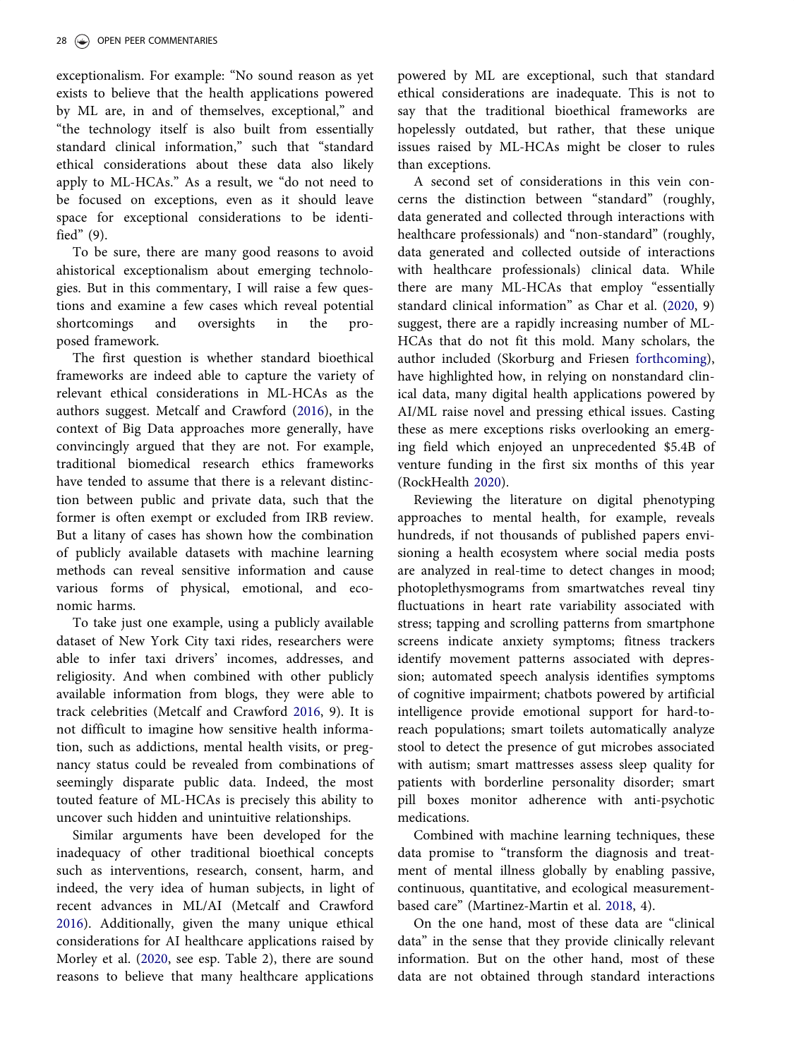exceptionalism. For example: "No sound reason as yet exists to believe that the health applications powered by ML are, in and of themselves, exceptional," and "the technology itself is also built from essentially standard clinical information," such that "standard ethical considerations about these data also likely apply to ML-HCAs." As a result, we "do not need to be focused on exceptions, even as it should leave space for exceptional considerations to be identified" (9).

To be sure, there are many good reasons to avoid ahistorical exceptionalism about emerging technologies. But in this commentary, I will raise a few questions and examine a few cases which reveal potential shortcomings and oversights in the proposed framework.

The first question is whether standard bioethical frameworks are indeed able to capture the variety of relevant ethical considerations in ML-HCAs as the authors suggest. Metcalf and Crawford (2016), in the context of Big Data approaches more generally, have convincingly argued that they are not. For example, traditional biomedical research ethics frameworks have tended to assume that there is a relevant distinction between public and private data, such that the former is often exempt or excluded from IRB review. But a litany of cases has shown how the combination of publicly available datasets with machine learning methods can reveal sensitive information and cause various forms of physical, emotional, and economic harms.

To take just one example, using a publicly available dataset of New York City taxi rides, researchers were able to infer taxi drivers' incomes, addresses, and religiosity. And when combined with other publicly available information from blogs, they were able to track celebrities (Metcalf and Crawford 2016, 9). It is not difficult to imagine how sensitive health information, such as addictions, mental health visits, or pregnancy status could be revealed from combinations of seemingly disparate public data. Indeed, the most touted feature of ML-HCAs is precisely this ability to uncover such hidden and unintuitive relationships.

Similar arguments have been developed for the inadequacy of other traditional bioethical concepts such as interventions, research, consent, harm, and indeed, the very idea of human subjects, in light of recent advances in ML/AI (Metcalf and Crawford 2016). Additionally, given the many unique ethical considerations for AI healthcare applications raised by Morley et al. (2020, see esp. Table 2), there are sound reasons to believe that many healthcare applications powered by ML are exceptional, such that standard ethical considerations are inadequate. This is not to say that the traditional bioethical frameworks are hopelessly outdated, but rather, that these unique issues raised by ML-HCAs might be closer to rules than exceptions.

A second set of considerations in this vein concerns the distinction between "standard" (roughly, data generated and collected through interactions with healthcare professionals) and "non-standard" (roughly, data generated and collected outside of interactions with healthcare professionals) clinical data. While there are many ML-HCAs that employ "essentially standard clinical information" as Char et al. (2020, 9) suggest, there are a rapidly increasing number of ML-HCAs that do not fit this mold. Many scholars, the author included (Skorburg and Friesen forthcoming), have highlighted how, in relying on nonstandard clinical data, many digital health applications powered by AI/ML raise novel and pressing ethical issues. Casting these as mere exceptions risks overlooking an emerging field which enjoyed an unprecedented \$5.4B of venture funding in the first six months of this year (RockHealth 2020).

Reviewing the literature on digital phenotyping approaches to mental health, for example, reveals hundreds, if not thousands of published papers envisioning a health ecosystem where social media posts are analyzed in real-time to detect changes in mood; photoplethysmograms from smartwatches reveal tiny fluctuations in heart rate variability associated with stress; tapping and scrolling patterns from smartphone screens indicate anxiety symptoms; fitness trackers identify movement patterns associated with depression; automated speech analysis identifies symptoms of cognitive impairment; chatbots powered by artificial intelligence provide emotional support for hard-to-reach populations; smart toilets automatically analyze stool to detect the presence of gut microbes associated with autism; smart mattresses assess sleep quality for patients with borderline personality disorder; smart pill boxes monitor adherence with anti-psychotic medications.

Combined with machine learning techniques, these data promise to "transform the diagnosis and treatment of mental illness globally by enabling passive, continuous, quantitative, and ecological measurement-based care" (Martinez-Martin et al. 2018, 4).

On the one hand, most of these data are "clinical data" in the sense that they provide clinically relevant information. But on the other hand, most of these data are not obtained through standard interactions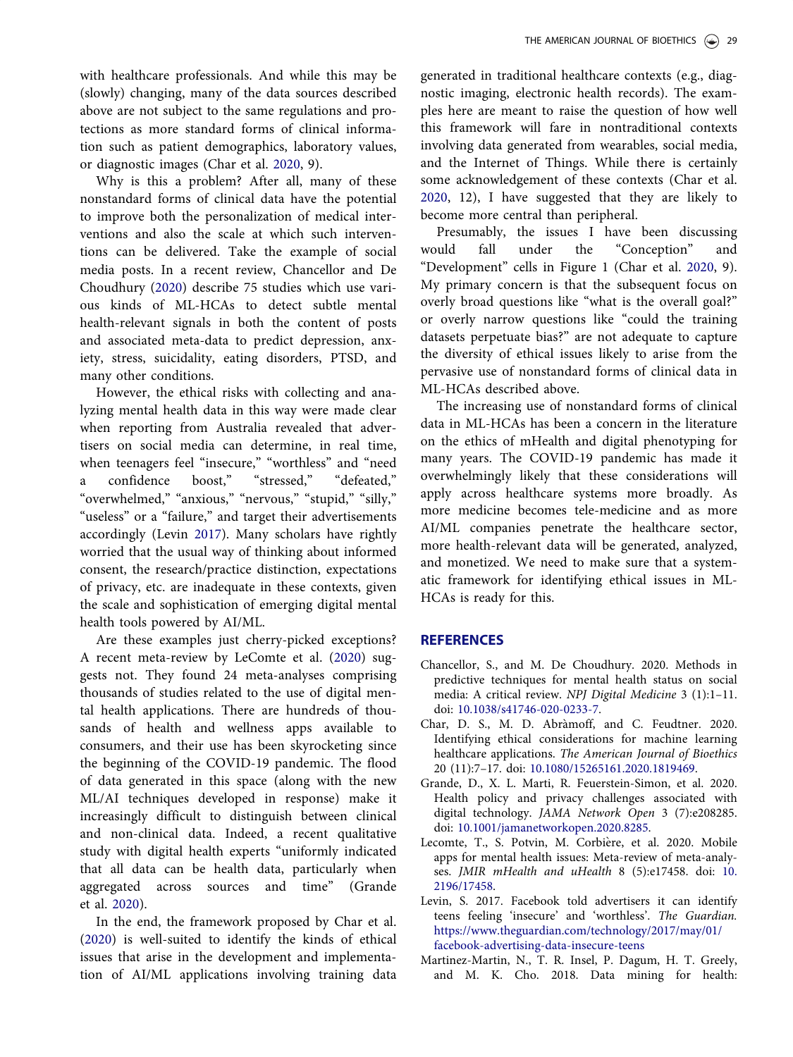with healthcare professionals. And while this may be (slowly) changing, many of the data sources described above are not subject to the same regulations and protections as more standard forms of clinical information such as patient demographics, laboratory values, or diagnostic images (Char et al. 2020, 9).

Why is this a problem? After all, many of these nonstandard forms of clinical data have the potential to improve both the personalization of medical interventions and also the scale at which such interventions can be delivered. Take the example of social media posts. In a recent review, Chancellor and De Choudhury (2020) describe 75 studies which use various kinds of ML-HCAs to detect subtle mental health-relevant signals in both the content of posts and associated meta-data to predict depression, anxiety, stress, suicidality, eating disorders, PTSD, and many other conditions.

However, the ethical risks with collecting and analyzing mental health data in this way were made clear when reporting from Australia revealed that advertisers on social media can determine, in real time, when teenagers feel "insecure," "worthless" and "need a confidence boost," "stressed," "defeated," "overwhelmed," "anxious," "nervous," "stupid," "silly," "useless" or a "failure," and target their advertisements accordingly (Levin 2017). Many scholars have rightly worried that the usual way of thinking about informed consent, the research/practice distinction, expectations of privacy, etc. are inadequate in these contexts, given the scale and sophistication of emerging digital mental health tools powered by AI/ML.

Are these examples just cherry-picked exceptions? A recent meta-review by LeComte et al. (2020) suggests not. They found 24 meta-analyses comprising thousands of studies related to the use of digital mental health applications. There are hundreds of thousands of health and wellness apps available to consumers, and their use has been skyrocketing since the beginning of the COVID-19 pandemic. The flood of data generated in this space (along with the new ML/AI techniques developed in response) make it increasingly difficult to distinguish between clinical and non-clinical data. Indeed, a recent qualitative study with digital health experts "uniformly indicated that all data can be health data, particularly when aggregated across sources and time" (Grande et al. 2020).

In the end, the framework proposed by Char et al. (2020) is well-suited to identify the kinds of ethical issues that arise in the development and implementation of AI/ML applications involving training data generated in traditional healthcare contexts (e.g., diagnostic imaging, electronic health records). The examples here are meant to raise the question of how well this framework will fare in nontraditional contexts involving data generated from wearables, social media, and the Internet of Things. While there is certainly some acknowledgement of these contexts (Char et al. 2020, 12), I have suggested that they are likely to become more central than peripheral.

Presumably, the issues I have been discussing would fall under the "Conception" and "Development" cells in Figure 1 (Char et al. 2020, 9). My primary concern is that the subsequent focus on overly broad questions like "what is the overall goal?" or overly narrow questions like "could the training datasets perpetuate bias?" are not adequate to capture the diversity of ethical issues likely to arise from the pervasive use of nonstandard forms of clinical data in ML-HCAs described above.

The increasing use of nonstandard forms of clinical data in ML-HCAs has been a concern in the literature on the ethics of mHealth and digital phenotyping for many years. The COVID-19 pandemic has made it overwhelmingly likely that these considerations will apply across healthcare systems more broadly. As more medicine becomes tele-medicine and as more AI/ML companies penetrate the healthcare sector, more health-relevant data will be generated, analyzed, and monetized. We need to make sure that a systematic framework for identifying ethical issues in ML-HCAs is ready for this.

## REFERENCES

Chancellor, S., and M. De Choudhury. 2020. Methods in predictive techniques for mental health status on social media: A critical review. *NPJ Digital Medicine* 3 (1):1–11. doi: 10.1038/s41746-020-0233-7.

Char, D. S., M. D. Abràmoff, and C. Feudtner. 2020. Identifying ethical considerations for machine learning healthcare applications. *The American Journal of Bioethics* 20 (11):7–17. doi: 10.1080/15265161.2020.1819469.

Grande, D., X. L. Marti, R. Feuerstein-Simon, et al. 2020. Health policy and privacy challenges associated with digital technology. *JAMA Network Open* 3 (7):e208285. doi: 10.1001/jamanetworkopen.2020.8285.

Lecomte, T., S. Potvin, M. Corbière, et al. 2020. Mobile apps for mental health issues: Meta-review of meta-analyses. *JMIR mHealth and uHealth* 8 (5):e17458. doi: 10.2196/17458.

Levin, S. 2017. Facebook told advertisers it can identify teens feeling 'insecure' and 'worthless'. *The Guardian.* https://www.theguardian.com/technology/2017/may/01/facebook-advertising-data-insecure-teens

Martinez-Martin, N., T. R. Insel, P. Dagum, H. T. Greely, and M. K. Cho. 2018. Data mining for health: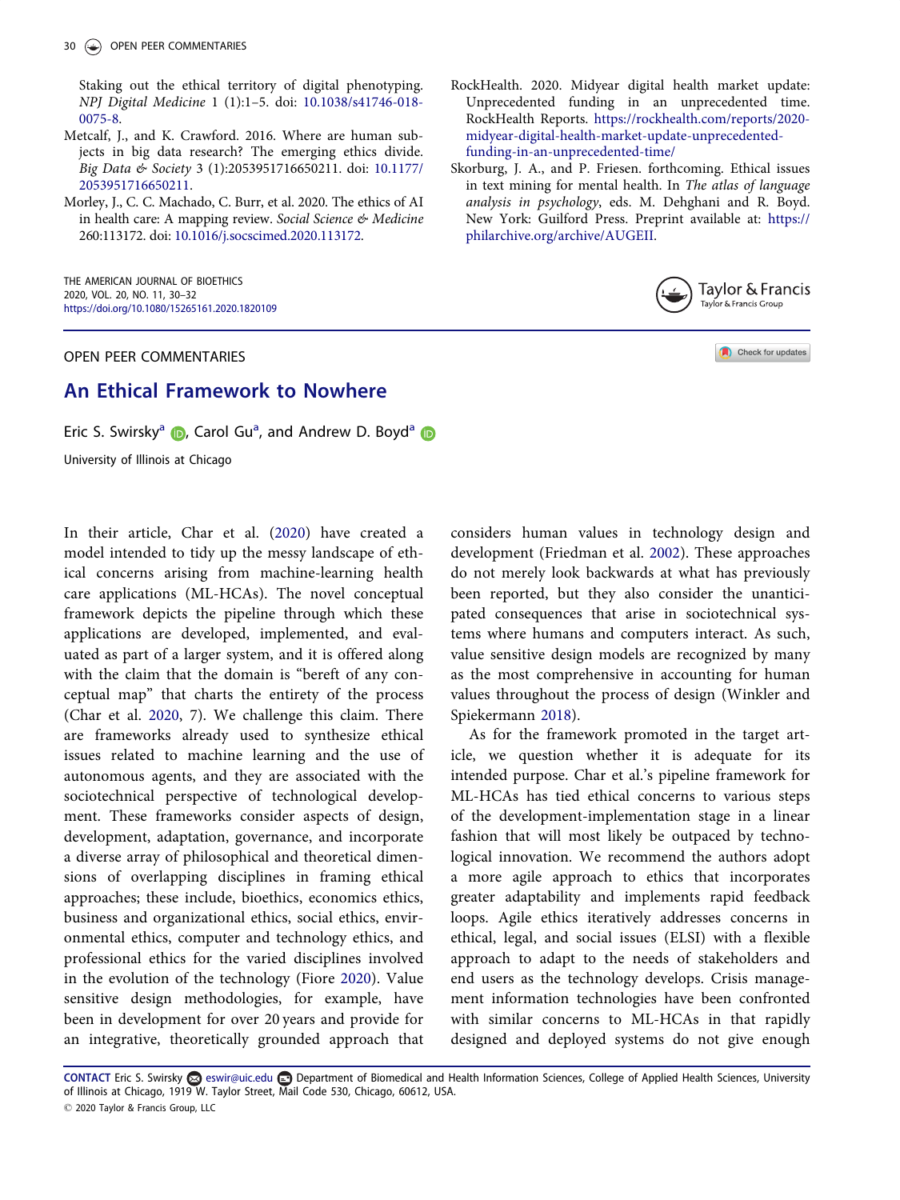Staking out the ethical territory of digital phenotyping. *NPJ Digital Medicine* 1 (1):1–5. doi: 10.1038/s41746-018-0075-8.

Metcalf, J., and K. Crawford. 2016. Where are human subjects in big data research? The emerging ethics divide. *Big Data & Society* 3 (1):2053951716650211. doi: 10.1177/2053951716650211.

Morley, J., C. C. Machado, C. Burr, et al. 2020. The ethics of AI in health care: A mapping review. *Social Science & Medicine* 260:113172. doi: 10.1016/j.socscimed.2020.113172.

RockHealth. 2020. Midyear digital health market update: Unprecedented funding in an unprecedented time. RockHealth Reports. https://rockhealth.com/reports/2020-midyear-digital-health-market-update-unprecedented-funding-in-an-unprecedented-time/

Skorburg, J. A., and P. Friesen. forthcoming. Ethical issues in text mining for mental health. In *The atlas of language analysis in psychology*, eds. M. Dehghani and R. Boyd. New York: Guilford Press. Preprint available at: https://philarchive.org/archive/AUGEII.

THE AMERICAN JOURNAL OF BIOETHICS
2020, VOL. 20, NO. 11, 30–32
https://doi.org/10.1080/15265161.2020.1820109

OPEN PEER COMMENTARIES

# An Ethical Framework to Nowhere

Eric S. Swirsky[a], Carol Gu[a], and Andrew D. Boyd[a]

[a]University of Illinois at Chicago

In their article, Char et al. (2020) have created a model intended to tidy up the messy landscape of ethical concerns arising from machine-learning health care applications (ML-HCAs). The novel conceptual framework depicts the pipeline through which these applications are developed, implemented, and evaluated as part of a larger system, and it is offered along with the claim that the domain is "bereft of any conceptual map" that charts the entirety of the process (Char et al. 2020, 7). We challenge this claim. There are frameworks already used to synthesize ethical issues related to machine learning and the use of autonomous agents, and they are associated with the sociotechnical perspective of technological development. These frameworks consider aspects of design, development, adaptation, governance, and incorporate a diverse array of philosophical and theoretical dimensions of overlapping disciplines in framing ethical approaches; these include, bioethics, economics ethics, business and organizational ethics, social ethics, environmental ethics, computer and technology ethics, and professional ethics for the varied disciplines involved in the evolution of the technology (Fiore 2020). Value sensitive design methodologies, for example, have been in development for over 20 years and provide for an integrative, theoretically grounded approach that considers human values in technology design and development (Friedman et al. 2002). These approaches do not merely look backwards at what has previously been reported, but they also consider the unanticipated consequences that arise in sociotechnical systems where humans and computers interact. As such, value sensitive design models are recognized by many as the most comprehensive in accounting for human values throughout the process of design (Winkler and Spiekermann 2018).

As for the framework promoted in the target article, we question whether it is adequate for its intended purpose. Char et al.'s pipeline framework for ML-HCAs has tied ethical concerns to various steps of the development-implementation stage in a linear fashion that will most likely be outpaced by technological innovation. We recommend the authors adopt a more agile approach to ethics that incorporates greater adaptability and implements rapid feedback loops. Agile ethics iteratively addresses concerns in ethical, legal, and social issues (ELSI) with a flexible approach to adapt to the needs of stakeholders and end users as the technology develops. Crisis management information technologies have been confronted with similar concerns to ML-HCAs in that rapidly designed and deployed systems do not give enough

**CONTACT** Eric S. Swirsky eswir@uic.edu Department of Biomedical and Health Information Sciences, College of Applied Health Sciences, University of Illinois at Chicago, 1919 W. Taylor Street, Mail Code 530, Chicago, 60612, USA.

© 2020 Taylor & Francis Group, LLC